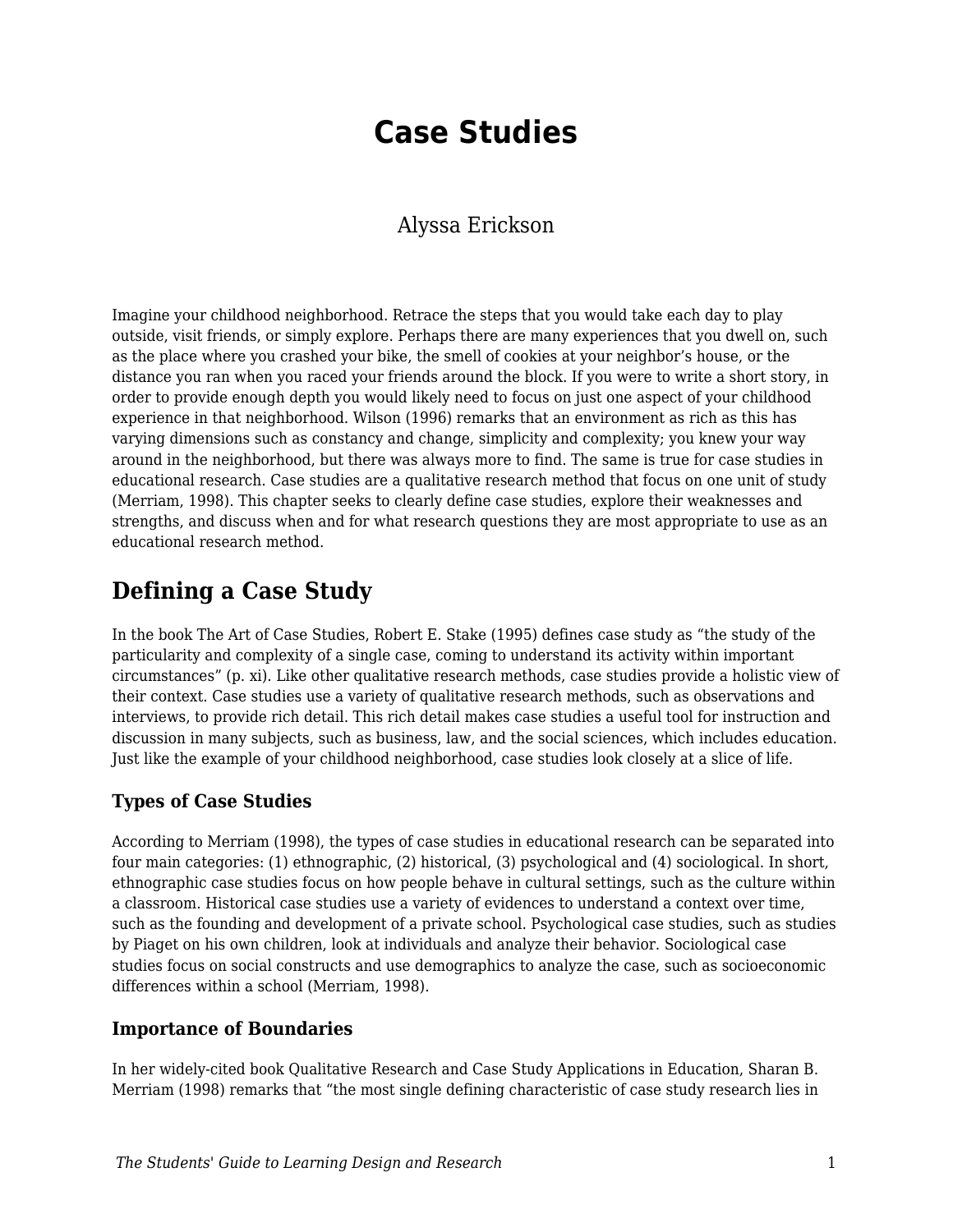# Case Studies

Alyssa Erickson

Imagine your childhood neighborhood. Retrace the steps that you would take each day to play outside, visit friends, or simply explore. Perhaps there are many experiences that you dwell on, such as the place where you crashed your bike, the smell of cookies at your neighbor's house, or the distance you ran when you raced your friends around the block. If you were to write a short story, in order to provide enough depth you would likely need to focus on just one aspect of your childhood experience in that neighborhood. Wilson (1996) remarks that an environment as rich as this has varying dimensions such as constancy and change, simplicity and complexity; you knew your way around in the neighborhood, but there was always more to find. The same is true for case studies in educational research. Case studies are a qualitative research method that focus on one unit of study (Merriam, 1998). This chapter seeks to clearly define case studies, explore their weaknesses and strengths, and discuss when and for what research questions they are most appropriate to use as an educational research method.

## Defining a Case Study

In the book The Art of Case Studies, Robert E. Stake (1995) defines case study as "the study of the particularity and complexity of a single case, coming to understand its activity within important circumstances" (p. xi). Like other qualitative research methods, case studies provide a holistic view of their context. Case studies use a variety of qualitative research methods, such as observations and interviews, to provide rich detail. This rich detail makes case studies a useful tool for instruction and discussion in many subjects, such as business, law, and the social sciences, which includes education. Just like the example of your childhood neighborhood, case studies look closely at a slice of life.

### Types of Case Studies

According to Merriam (1998), the types of case studies in educational research can be separated into four main categories: (1) ethnographic, (2) historical, (3) psychological and (4) sociological. In short, ethnographic case studies focus on how people behave in cultural settings, such as the culture within a classroom. Historical case studies use a variety of evidences to understand a context over time, such as the founding and development of a private school. Psychological case studies, such as studies by Piaget on his own children, look at individuals and analyze their behavior. Sociological case studies focus on social constructs and use demographics to analyze the case, such as socioeconomic differences within a school (Merriam, 1998).

### Importance of Boundaries

In her widely-cited book Qualitative Research and Case Study Applications in Education, Sharan B. Merriam (1998) remarks that "the most single defining characteristic of case study research lies in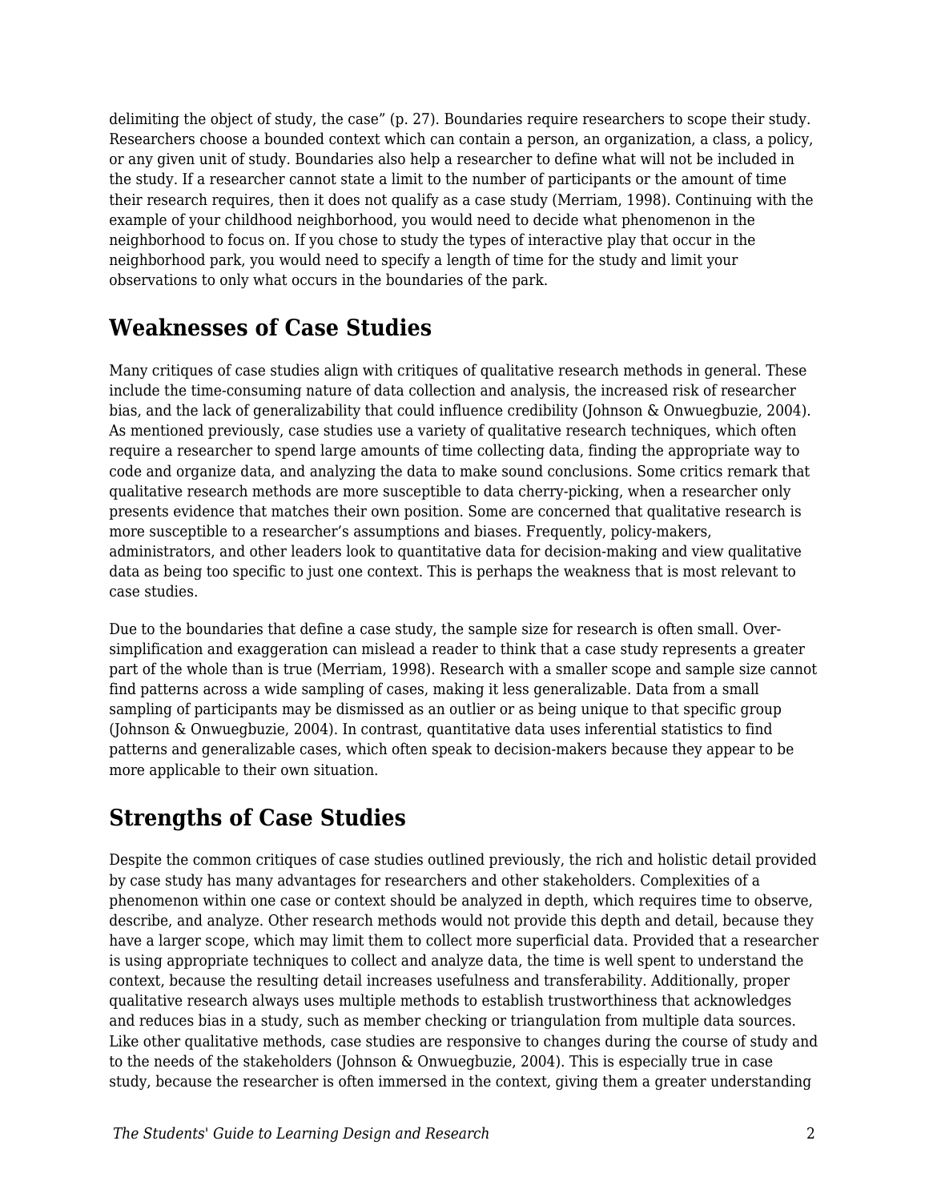delimiting the object of study, the case" (p. 27). Boundaries require researchers to scope their study. Researchers choose a bounded context which can contain a person, an organization, a class, a policy, or any given unit of study. Boundaries also help a researcher to define what will not be included in the study. If a researcher cannot state a limit to the number of participants or the amount of time their research requires, then it does not qualify as a case study (Merriam, 1998). Continuing with the example of your childhood neighborhood, you would need to decide what phenomenon in the neighborhood to focus on. If you chose to study the types of interactive play that occur in the neighborhood park, you would need to specify a length of time for the study and limit your observations to only what occurs in the boundaries of the park.

## Weaknesses of Case Studies

Many critiques of case studies align with critiques of qualitative research methods in general. These include the time-consuming nature of data collection and analysis, the increased risk of researcher bias, and the lack of generalizability that could influence credibility (Johnson & Onwuegbuzie, 2004). As mentioned previously, case studies use a variety of qualitative research techniques, which often require a researcher to spend large amounts of time collecting data, finding the appropriate way to code and organize data, and analyzing the data to make sound conclusions. Some critics remark that qualitative research methods are more susceptible to data cherry-picking, when a researcher only presents evidence that matches their own position. Some are concerned that qualitative research is more susceptible to a researcher's assumptions and biases. Frequently, policy-makers, administrators, and other leaders look to quantitative data for decision-making and view qualitative data as being too specific to just one context. This is perhaps the weakness that is most relevant to case studies.

Due to the boundaries that define a case study, the sample size for research is often small. Over-simplification and exaggeration can mislead a reader to think that a case study represents a greater part of the whole than is true (Merriam, 1998). Research with a smaller scope and sample size cannot find patterns across a wide sampling of cases, making it less generalizable. Data from a small sampling of participants may be dismissed as an outlier or as being unique to that specific group (Johnson & Onwuegbuzie, 2004). In contrast, quantitative data uses inferential statistics to find patterns and generalizable cases, which often speak to decision-makers because they appear to be more applicable to their own situation.

## Strengths of Case Studies

Despite the common critiques of case studies outlined previously, the rich and holistic detail provided by case study has many advantages for researchers and other stakeholders. Complexities of a phenomenon within one case or context should be analyzed in depth, which requires time to observe, describe, and analyze. Other research methods would not provide this depth and detail, because they have a larger scope, which may limit them to collect more superficial data. Provided that a researcher is using appropriate techniques to collect and analyze data, the time is well spent to understand the context, because the resulting detail increases usefulness and transferability. Additionally, proper qualitative research always uses multiple methods to establish trustworthiness that acknowledges and reduces bias in a study, such as member checking or triangulation from multiple data sources. Like other qualitative methods, case studies are responsive to changes during the course of study and to the needs of the stakeholders (Johnson & Onwuegbuzie, 2004). This is especially true in case study, because the researcher is often immersed in the context, giving them a greater understanding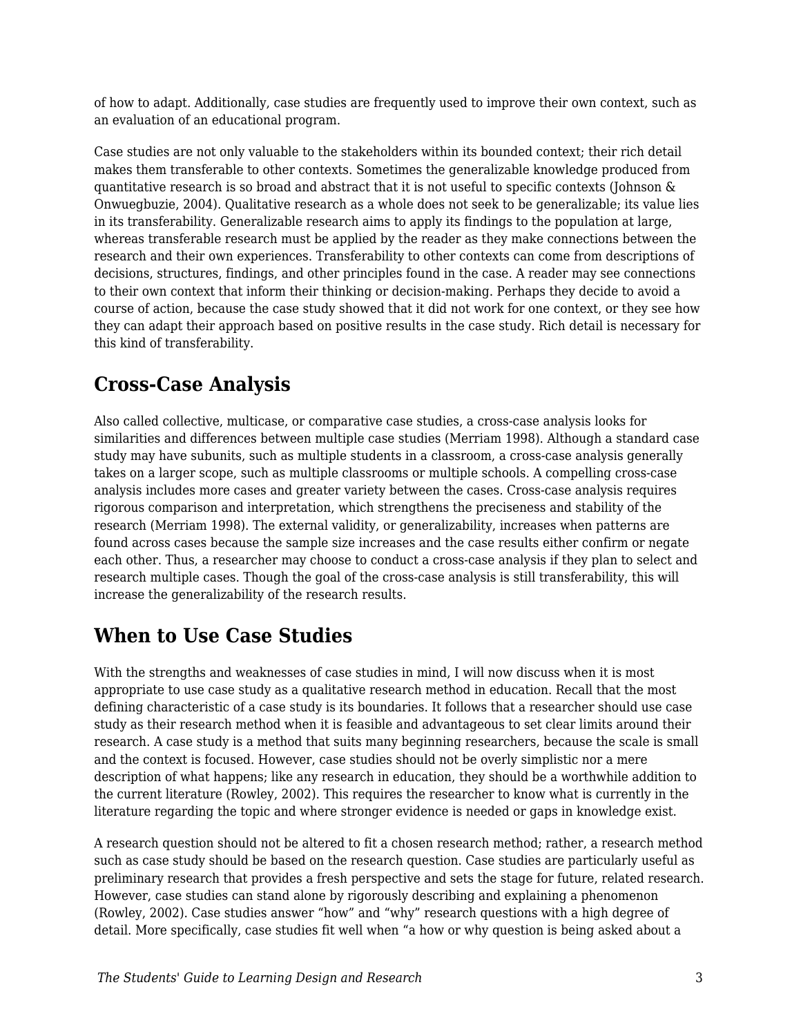of how to adapt. Additionally, case studies are frequently used to improve their own context, such as an evaluation of an educational program.

Case studies are not only valuable to the stakeholders within its bounded context; their rich detail makes them transferable to other contexts. Sometimes the generalizable knowledge produced from quantitative research is so broad and abstract that it is not useful to specific contexts (Johnson & Onwuegbuzie, 2004). Qualitative research as a whole does not seek to be generalizable; its value lies in its transferability. Generalizable research aims to apply its findings to the population at large, whereas transferable research must be applied by the reader as they make connections between the research and their own experiences. Transferability to other contexts can come from descriptions of decisions, structures, findings, and other principles found in the case. A reader may see connections to their own context that inform their thinking or decision-making. Perhaps they decide to avoid a course of action, because the case study showed that it did not work for one context, or they see how they can adapt their approach based on positive results in the case study. Rich detail is necessary for this kind of transferability.

## Cross-Case Analysis

Also called collective, multicase, or comparative case studies, a cross-case analysis looks for similarities and differences between multiple case studies (Merriam 1998). Although a standard case study may have subunits, such as multiple students in a classroom, a cross-case analysis generally takes on a larger scope, such as multiple classrooms or multiple schools. A compelling cross-case analysis includes more cases and greater variety between the cases. Cross-case analysis requires rigorous comparison and interpretation, which strengthens the preciseness and stability of the research (Merriam 1998). The external validity, or generalizability, increases when patterns are found across cases because the sample size increases and the case results either confirm or negate each other. Thus, a researcher may choose to conduct a cross-case analysis if they plan to select and research multiple cases. Though the goal of the cross-case analysis is still transferability, this will increase the generalizability of the research results.

## When to Use Case Studies

With the strengths and weaknesses of case studies in mind, I will now discuss when it is most appropriate to use case study as a qualitative research method in education. Recall that the most defining characteristic of a case study is its boundaries. It follows that a researcher should use case study as their research method when it is feasible and advantageous to set clear limits around their research. A case study is a method that suits many beginning researchers, because the scale is small and the context is focused. However, case studies should not be overly simplistic nor a mere description of what happens; like any research in education, they should be a worthwhile addition to the current literature (Rowley, 2002). This requires the researcher to know what is currently in the literature regarding the topic and where stronger evidence is needed or gaps in knowledge exist.

A research question should not be altered to fit a chosen research method; rather, a research method such as case study should be based on the research question. Case studies are particularly useful as preliminary research that provides a fresh perspective and sets the stage for future, related research. However, case studies can stand alone by rigorously describing and explaining a phenomenon (Rowley, 2002). Case studies answer "how" and "why" research questions with a high degree of detail. More specifically, case studies fit well when "a how or why question is being asked about a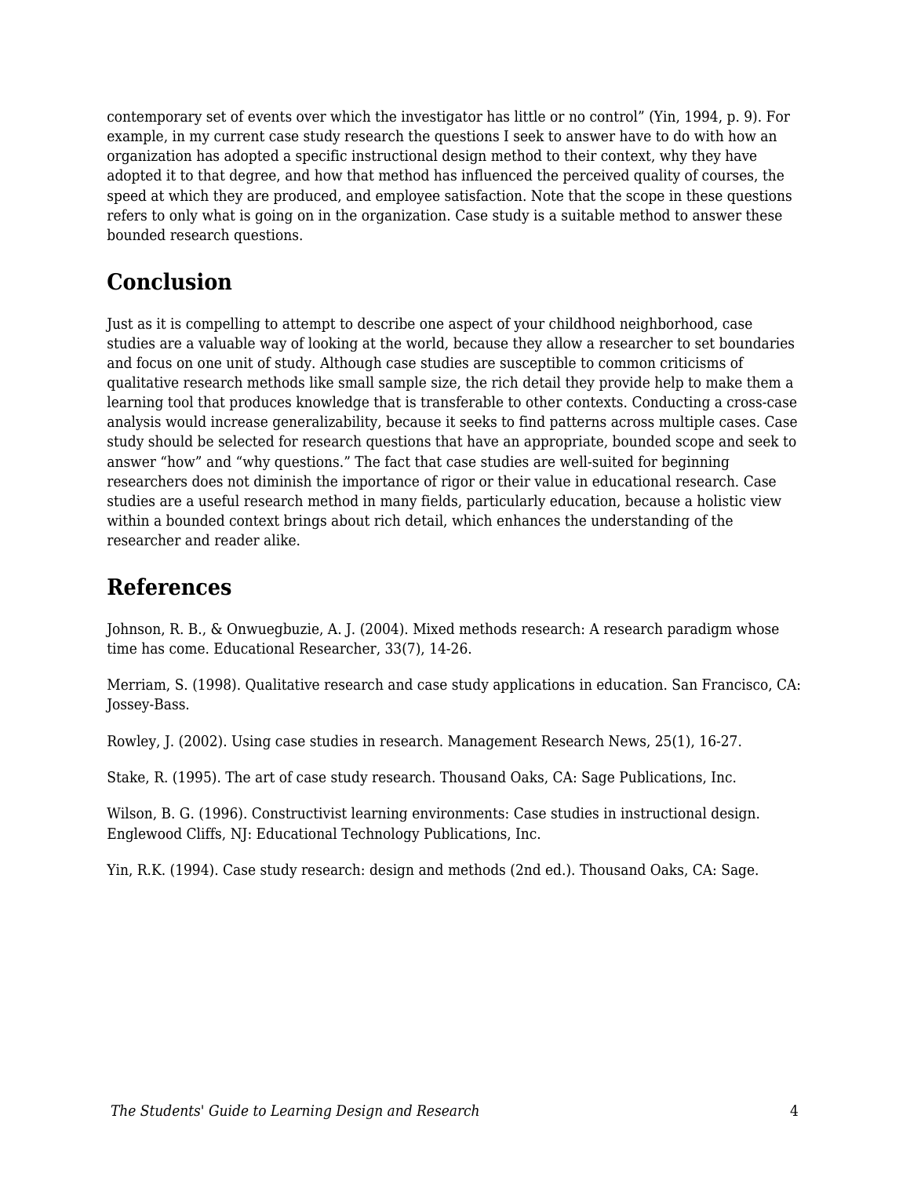contemporary set of events over which the investigator has little or no control" (Yin, 1994, p. 9). For example, in my current case study research the questions I seek to answer have to do with how an organization has adopted a specific instructional design method to their context, why they have adopted it to that degree, and how that method has influenced the perceived quality of courses, the speed at which they are produced, and employee satisfaction. Note that the scope in these questions refers to only what is going on in the organization. Case study is a suitable method to answer these bounded research questions.

## Conclusion

Just as it is compelling to attempt to describe one aspect of your childhood neighborhood, case studies are a valuable way of looking at the world, because they allow a researcher to set boundaries and focus on one unit of study. Although case studies are susceptible to common criticisms of qualitative research methods like small sample size, the rich detail they provide help to make them a learning tool that produces knowledge that is transferable to other contexts. Conducting a cross-case analysis would increase generalizability, because it seeks to find patterns across multiple cases. Case study should be selected for research questions that have an appropriate, bounded scope and seek to answer "how" and "why questions." The fact that case studies are well-suited for beginning researchers does not diminish the importance of rigor or their value in educational research. Case studies are a useful research method in many fields, particularly education, because a holistic view within a bounded context brings about rich detail, which enhances the understanding of the researcher and reader alike.

## References

Johnson, R. B., & Onwuegbuzie, A. J. (2004). Mixed methods research: A research paradigm whose time has come. Educational Researcher, 33(7), 14-26.

Merriam, S. (1998). Qualitative research and case study applications in education. San Francisco, CA: Jossey-Bass.

Rowley, J. (2002). Using case studies in research. Management Research News, 25(1), 16-27.

Stake, R. (1995). The art of case study research. Thousand Oaks, CA: Sage Publications, Inc.

Wilson, B. G. (1996). Constructivist learning environments: Case studies in instructional design. Englewood Cliffs, NJ: Educational Technology Publications, Inc.

Yin, R.K. (1994). Case study research: design and methods (2nd ed.). Thousand Oaks, CA: Sage.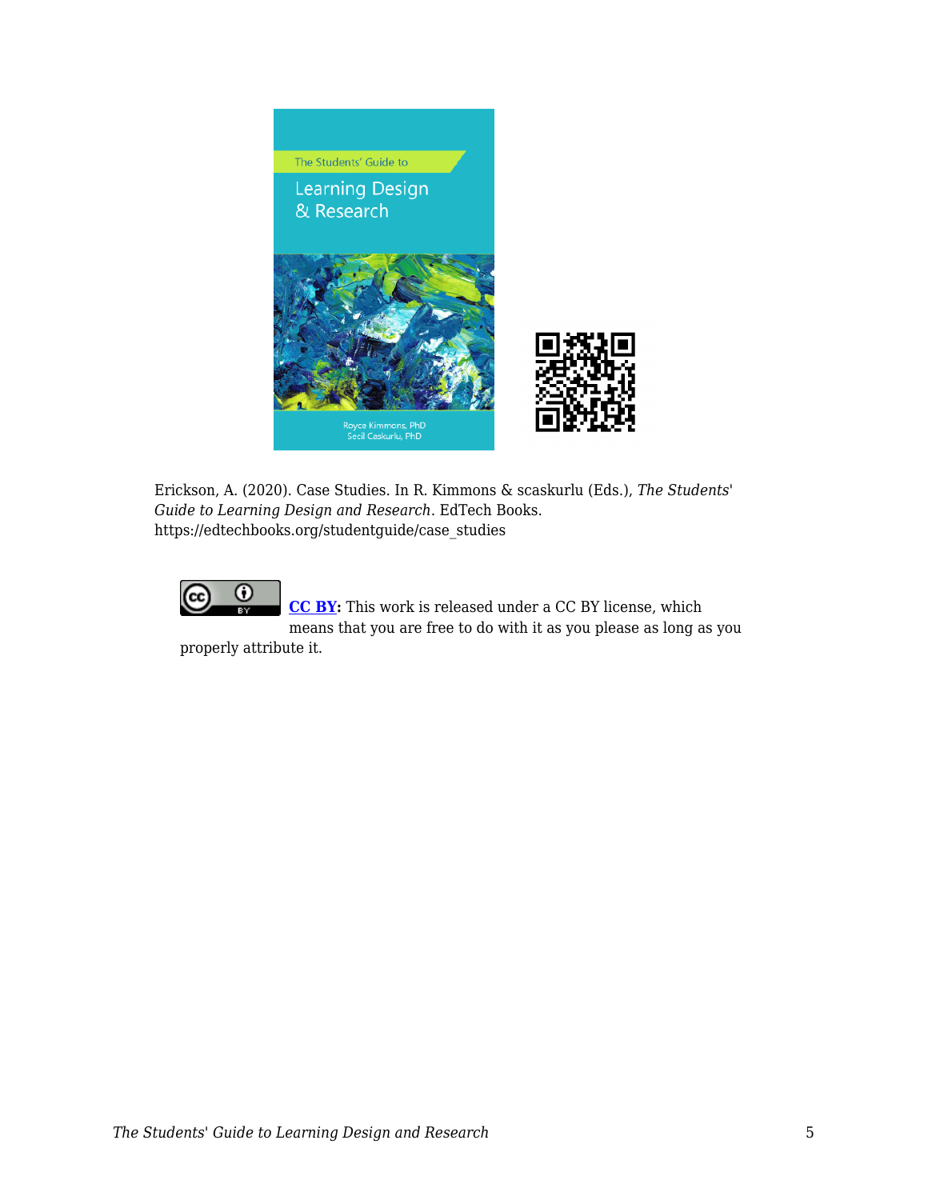Erickson, A. (2020). Case Studies. In R. Kimmons & scaskurlu (Eds.), *The Students' Guide to Learning Design and Research*. EdTech Books. https://edtechbooks.org/studentguide/case_studies

**CC BY:** This work is released under a CC BY license, which means that you are free to do with it as you please as long as you properly attribute it.